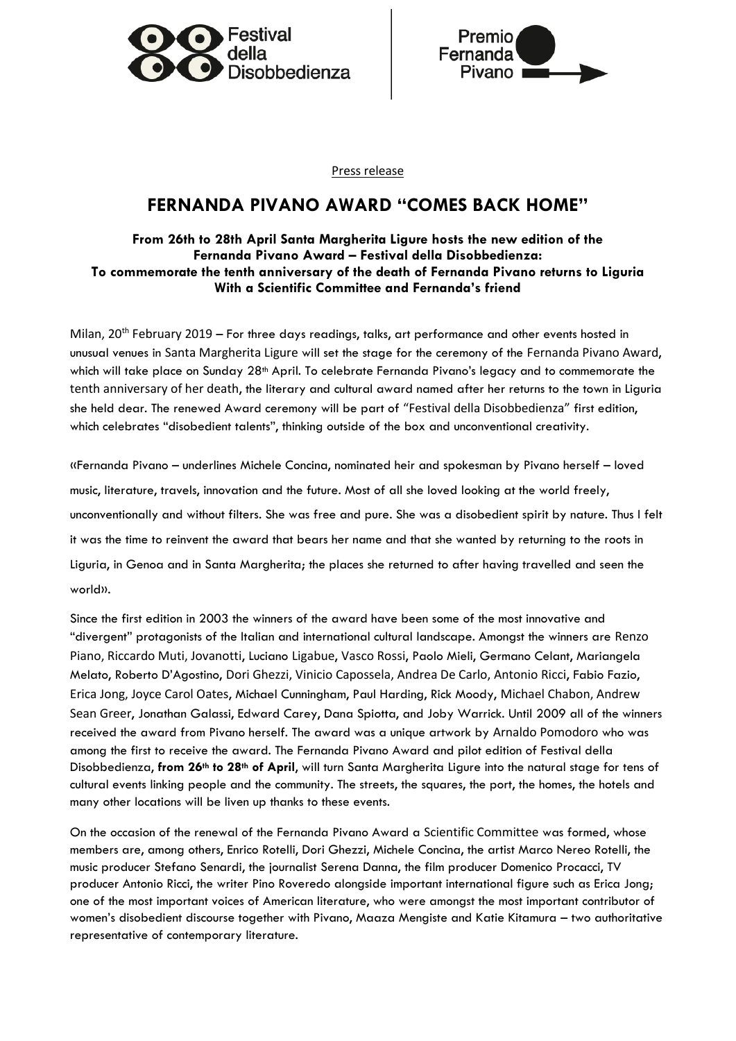Festival della Disobbedienza

Premio Fernanda Pivano

Press release

# FERNANDA PIVANO AWARD "COMES BACK HOME"

**From 26th to 28th April Santa Margherita Ligure hosts the new edition of the Fernanda Pivano Award – Festival della Disobbedienza:**
**To commemorate the tenth anniversary of the death of Fernanda Pivano returns to Liguria**
**With a Scientific Committee and Fernanda's friend**

Milan, 20th February 2019 – For three days readings, talks, art performance and other events hosted in unusual venues in Santa Margherita Ligure will set the stage for the ceremony of the Fernanda Pivano Award, which will take place on Sunday 28th April. To celebrate Fernanda Pivano's legacy and to commemorate the tenth anniversary of her death, the literary and cultural award named after her returns to the town in Liguria she held dear. The renewed Award ceremony will be part of "Festival della Disobbedienza" first edition, which celebrates "disobedient talents", thinking outside of the box and unconventional creativity.

«Fernanda Pivano – underlines Michele Concina, nominated heir and spokesman by Pivano herself – loved music, literature, travels, innovation and the future. Most of all she loved looking at the world freely, unconventionally and without filters. She was free and pure. She was a disobedient spirit by nature. Thus I felt it was the time to reinvent the award that bears her name and that she wanted by returning to the roots in Liguria, in Genoa and in Santa Margherita; the places she returned to after having travelled and seen the world».

Since the first edition in 2003 the winners of the award have been some of the most innovative and "divergent" protagonists of the Italian and international cultural landscape. Amongst the winners are Renzo Piano, Riccardo Muti, Jovanotti, Luciano Ligabue, Vasco Rossi, Paolo Mieli, Germano Celant, Mariangela Melato, Roberto D'Agostino, Dori Ghezzi, Vinicio Capossela, Andrea De Carlo, Antonio Ricci, Fabio Fazio, Erica Jong, Joyce Carol Oates, Michael Cunningham, Paul Harding, Rick Moody, Michael Chabon, Andrew Sean Greer, Jonathan Galassi, Edward Carey, Dana Spiotta, and Joby Warrick. Until 2009 all of the winners received the award from Pivano herself. The award was a unique artwork by Arnaldo Pomodoro who was among the first to receive the award. The Fernanda Pivano Award and pilot edition of Festival della Disobbedienza, **from 26th to 28th of April**, will turn Santa Margherita Ligure into the natural stage for tens of cultural events linking people and the community. The streets, the squares, the port, the homes, the hotels and many other locations will be liven up thanks to these events.

On the occasion of the renewal of the Fernanda Pivano Award a Scientific Committee was formed, whose members are, among others, Enrico Rotelli, Dori Ghezzi, Michele Concina, the artist Marco Nereo Rotelli, the music producer Stefano Senardi, the journalist Serena Danna, the film producer Domenico Procacci, TV producer Antonio Ricci, the writer Pino Roveredo alongside important international figure such as Erica Jong; one of the most important voices of American literature, who were amongst the most important contributor of women's disobedient discourse together with Pivano, Maaza Mengiste and Katie Kitamura – two authoritative representative of contemporary literature.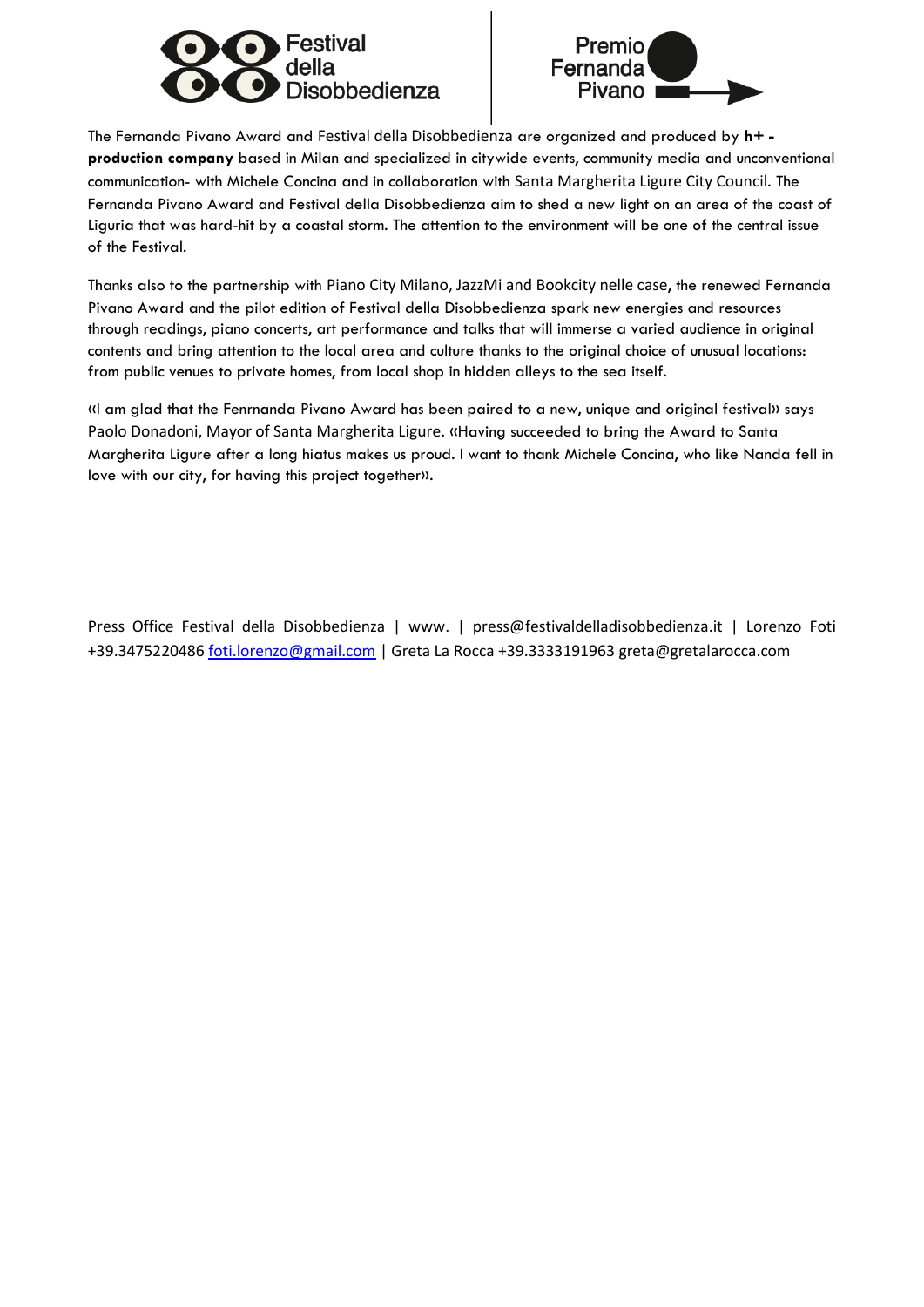Festival della Disobbedienza

Premio Fernanda Pivano

The Fernanda Pivano Award and Festival della Disobbedienza are organized and produced by **h+ - production company** based in Milan and specialized in citywide events, community media and unconventional communication- with Michele Concina and in collaboration with Santa Margherita Ligure City Council. The Fernanda Pivano Award and Festival della Disobbedienza aim to shed a new light on an area of the coast of Liguria that was hard-hit by a coastal storm. The attention to the environment will be one of the central issue of the Festival.

Thanks also to the partnership with Piano City Milano, JazzMi and Bookcity nelle case, the renewed Fernanda Pivano Award and the pilot edition of Festival della Disobbedienza spark new energies and resources through readings, piano concerts, art performance and talks that will immerse a varied audience in original contents and bring attention to the local area and culture thanks to the original choice of unusual locations: from public venues to private homes, from local shop in hidden alleys to the sea itself.

«I am glad that the Fenrnanda Pivano Award has been paired to a new, unique and original festival» says Paolo Donadoni, Mayor of Santa Margherita Ligure. «Having succeeded to bring the Award to Santa Margherita Ligure after a long hiatus makes us proud. I want to thank Michele Concina, who like Nanda fell in love with our city, for having this project together».

Press Office Festival della Disobbedienza | www. | press@festivaldelladisobbedienza.it | Lorenzo Foti +39.3475220486 foti.lorenzo@gmail.com | Greta La Rocca +39.3333191963 greta@gretalarocca.com